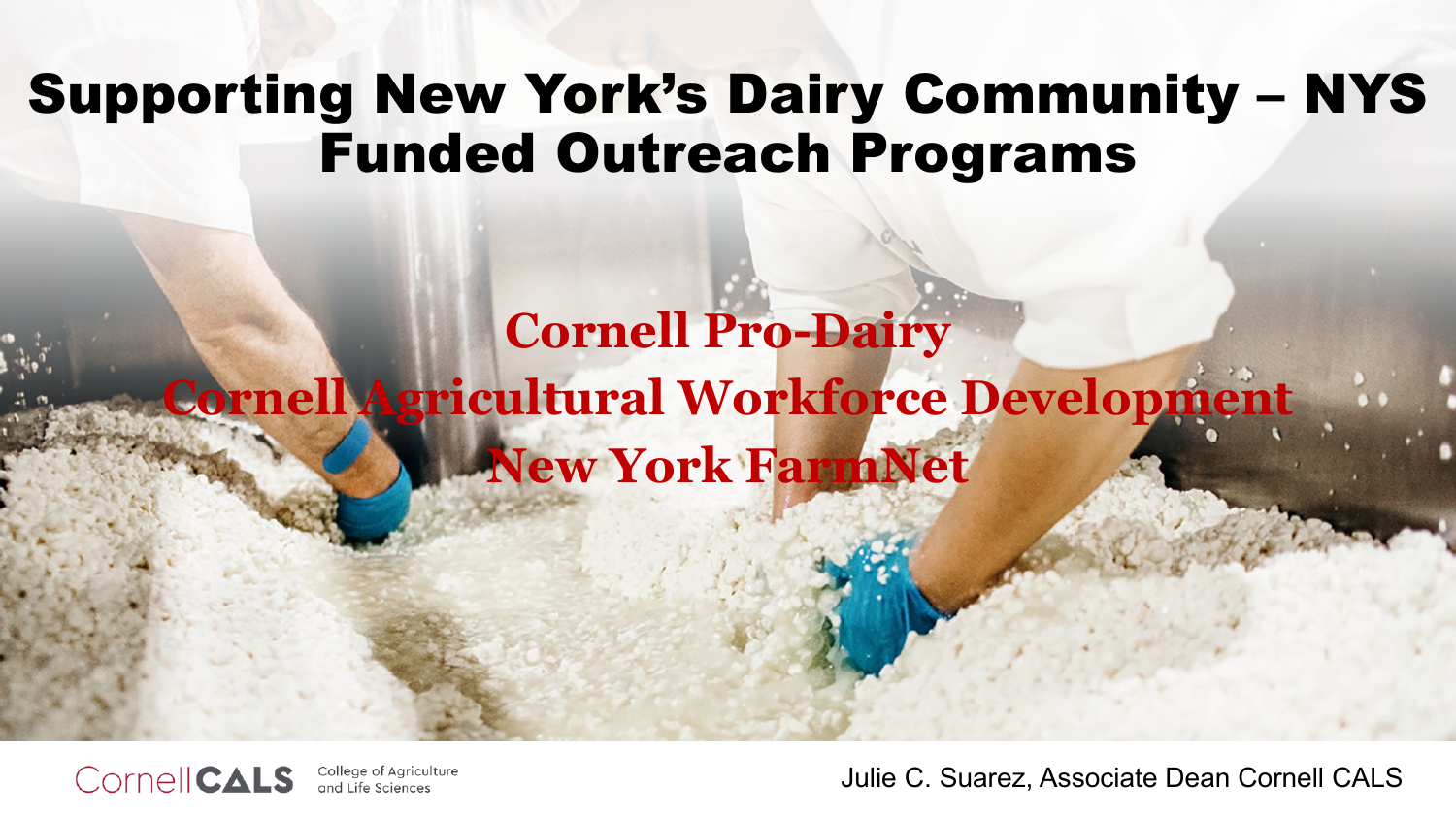# Supporting New York's Dairy Community – NYS Funded Outreach Programs

**Cornell Pro-Dairy**

**Cornell Agricultural Workforce Development**

**New York FarmNet**

Cornell CALS College of Agriculture and Life Sciences

Julie C. Suarez, Associate Dean Cornell CALS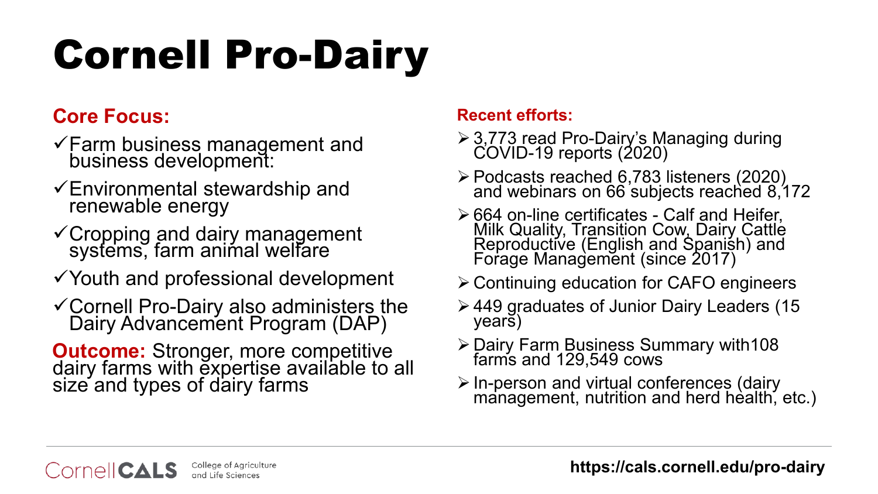# Cornell Pro-Dairy

**Core Focus:**

- ✓ Farm business management and business development:
- ✓ Environmental stewardship and renewable energy
- ✓ Cropping and dairy management systems, farm animal welfare
- ✓ Youth and professional development
- ✓ Cornell Pro-Dairy also administers the Dairy Advancement Program (DAP)

**Outcome:** Stronger, more competitive dairy farms with expertise available to all size and types of dairy farms

**Recent efforts:**

- 3,773 read Pro-Dairy's Managing during COVID-19 reports (2020)
- Podcasts reached 6,783 listeners (2020) and webinars on 66 subjects reached 8,172
- 664 on-line certificates - Calf and Heifer, Milk Quality, Transition Cow, Dairy Cattle Reproductive (English and Spanish) and Forage Management (since 2017)
- Continuing education for CAFO engineers
- 449 graduates of Junior Dairy Leaders (15 years)
- Dairy Farm Business Summary with108 farms and 129,549 cows
- In-person and virtual conferences (dairy management, nutrition and herd health, etc.)

CornellCALS College of Agriculture and Life Sciences

https://cals.cornell.edu/pro-dairy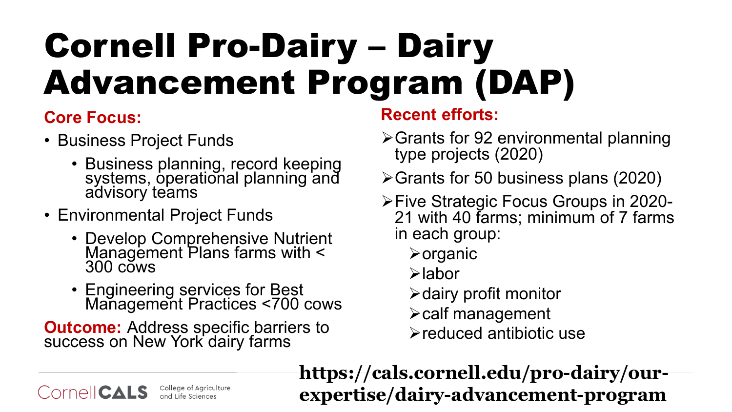# Cornell Pro-Dairy – Dairy Advancement Program (DAP)

**Core Focus:**

- Business Project Funds
  - Business planning, record keeping systems, operational planning and advisory teams
- Environmental Project Funds
  - Develop Comprehensive Nutrient Management Plans farms with < 300 cows
  - Engineering services for Best Management Practices <700 cows

**Outcome:** Address specific barriers to success on New York dairy farms

**Recent efforts:**

- Grants for 92 environmental planning type projects (2020)
- Grants for 50 business plans (2020)
- Five Strategic Focus Groups in 2020-21 with 40 farms; minimum of 7 farms in each group:
  - organic
  - labor
  - dairy profit monitor
  - calf management
  - reduced antibiotic use

**https://cals.cornell.edu/pro-dairy/our-expertise/dairy-advancement-program**

Cornell CALS College of Agriculture and Life Sciences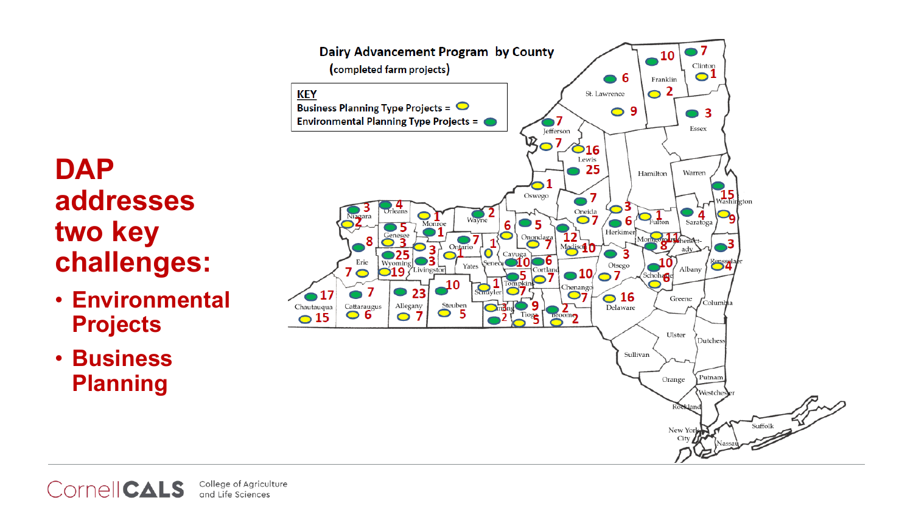# DAP addresses two key challenges:

- **Environmental Projects**
- **Business Planning**

**Dairy Advancement Program by County**

(completed farm projects)

**KEY**

Business Planning Type Projects = (yellow)

Environmental Planning Type Projects = (green)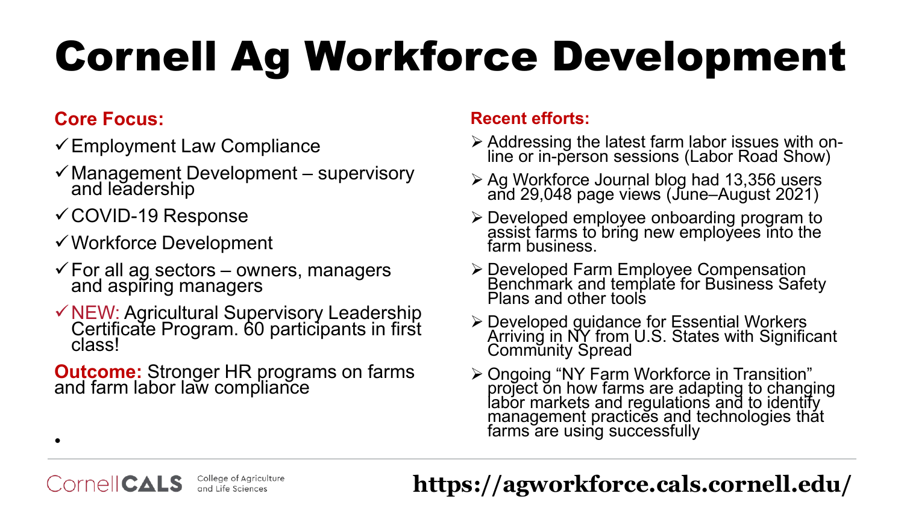# Cornell Ag Workforce Development

**Core Focus:**

- ✓ Employment Law Compliance
- ✓ Management Development – supervisory and leadership
- ✓ COVID-19 Response
- ✓ Workforce Development
- ✓ For all ag sectors – owners, managers and aspiring managers
- ✓ NEW: Agricultural Supervisory Leadership Certificate Program. 60 participants in first class!

**Outcome:** Stronger HR programs on farms and farm labor law compliance

**Recent efforts:**

- ➢ Addressing the latest farm labor issues with on-line or in-person sessions (Labor Road Show)
- ➢ Ag Workforce Journal blog had 13,356 users and 29,048 page views (June–August 2021)
- ➢ Developed employee onboarding program to assist farms to bring new employees into the farm business.
- ➢ Developed Farm Employee Compensation Benchmark and template for Business Safety Plans and other tools
- ➢ Developed guidance for Essential Workers Arriving in NY from U.S. States with Significant Community Spread
- ➢ Ongoing "NY Farm Workforce in Transition" project on how farms are adapting to changing labor markets and regulations and to identify management practices and technologies that farms are using successfully

Cornell CALS College of Agriculture and Life Sciences

**https://agworkforce.cals.cornell.edu/**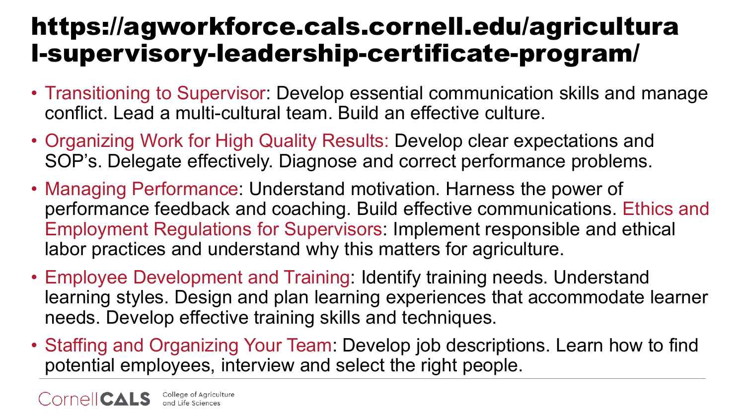# https://agworkforce.cals.cornell.edu/agricultural-supervisory-leadership-certificate-program/

- Transitioning to Supervisor: Develop essential communication skills and manage conflict. Lead a multi-cultural team. Build an effective culture.
- Organizing Work for High Quality Results: Develop clear expectations and SOP's. Delegate effectively. Diagnose and correct performance problems.
- Managing Performance: Understand motivation. Harness the power of performance feedback and coaching. Build effective communications. Ethics and Employment Regulations for Supervisors: Implement responsible and ethical labor practices and understand why this matters for agriculture.
- Employee Development and Training: Identify training needs. Understand learning styles. Design and plan learning experiences that accommodate learner needs. Develop effective training skills and techniques.
- Staffing and Organizing Your Team: Develop job descriptions. Learn how to find potential employees, interview and select the right people.

Cornell CALS College of Agriculture and Life Sciences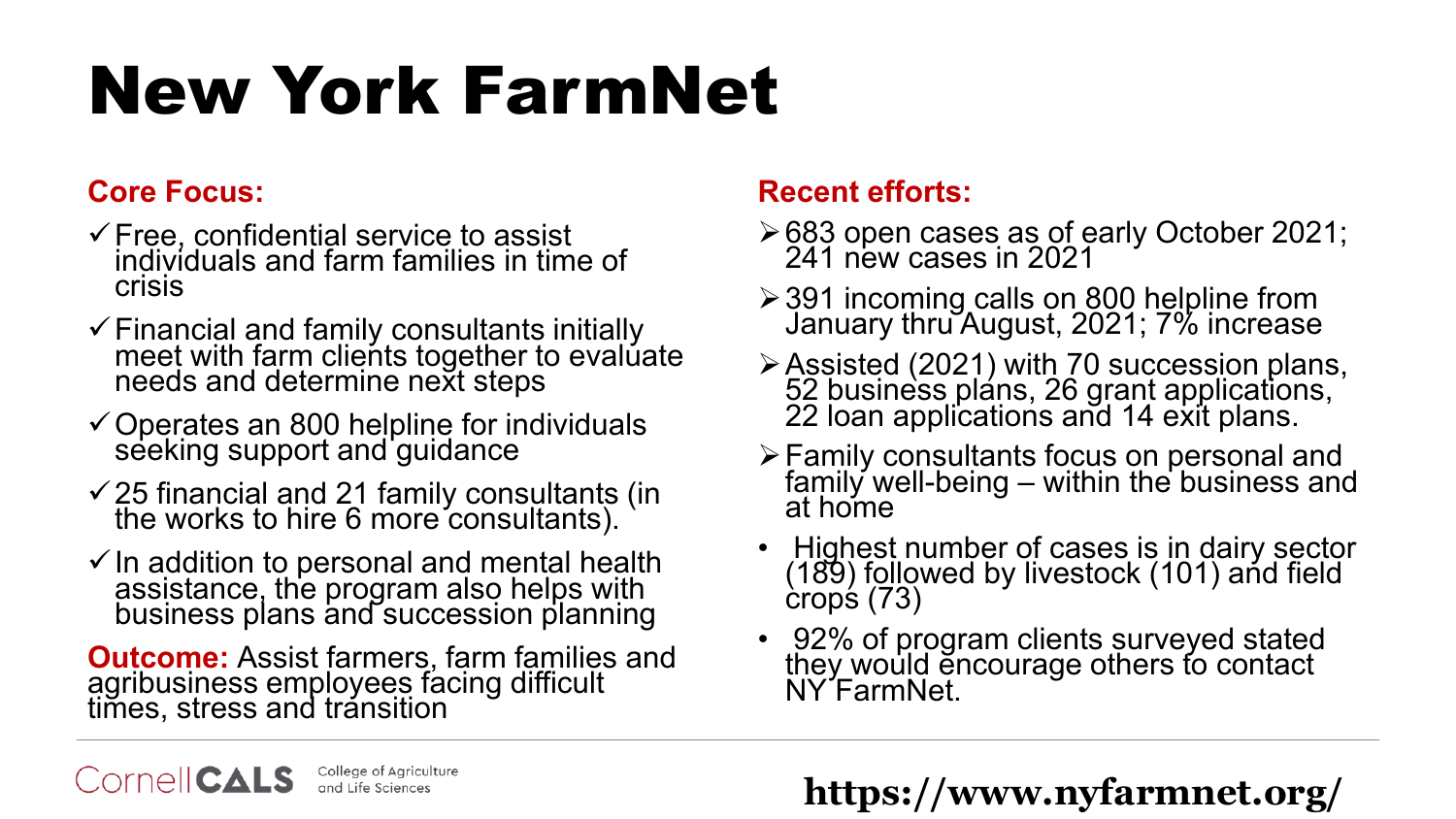# New York FarmNet

**Core Focus:**

- ✓ Free, confidential service to assist individuals and farm families in time of crisis
- ✓ Financial and family consultants initially meet with farm clients together to evaluate needs and determine next steps
- ✓ Operates an 800 helpline for individuals seeking support and guidance
- ✓ 25 financial and 21 family consultants (in the works to hire 6 more consultants).
- ✓ In addition to personal and mental health assistance, the program also helps with business plans and succession planning

**Outcome:** Assist farmers, farm families and agribusiness employees facing difficult times, stress and transition

**Recent efforts:**

- ➢ 683 open cases as of early October 2021; 241 new cases in 2021
- ➢ 391 incoming calls on 800 helpline from January thru August, 2021; 7% increase
- ➢ Assisted (2021) with 70 succession plans, 52 business plans, 26 grant applications, 22 loan applications and 14 exit plans.
- ➢ Family consultants focus on personal and family well-being – within the business and at home

- Highest number of cases is in dairy sector (189) followed by livestock (101) and field crops (73)
- 92% of program clients surveyed stated they would encourage others to contact NY FarmNet.

Cornell CALS College of Agriculture and Life Sciences

https://www.nyfarmnet.org/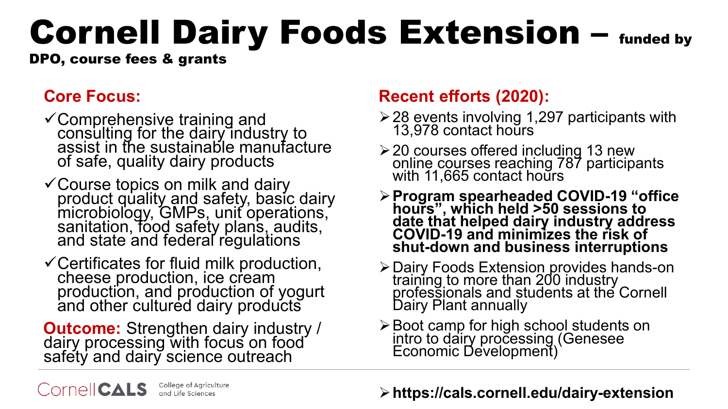# Cornell Dairy Foods Extension – funded by DPO, course fees & grants

## Core Focus:

- ✓ Comprehensive training and consulting for the dairy industry to assist in the sustainable manufacture of safe, quality dairy products
- ✓ Course topics on milk and dairy product quality and safety, basic dairy microbiology, GMPs, unit operations, sanitation, food safety plans, audits, and state and federal regulations
- ✓ Certificates for fluid milk production, cheese production, ice cream production, and production of yogurt and other cultured dairy products

**Outcome:** Strengthen dairy industry / dairy processing with focus on food safety and dairy science outreach

## Recent efforts (2020):

- 28 events involving 1,297 participants with 13,978 contact hours
- 20 courses offered including 13 new online courses reaching 787 participants with 11,665 contact hours
- **Program spearheaded COVID-19 "office hours", which held >50 sessions to date that helped dairy industry address COVID-19 and minimizes the risk of shut-down and business interruptions**
- Dairy Foods Extension provides hands-on training to more than 200 industry professionals and students at the Cornell Dairy Plant annually
- Boot camp for high school students on intro to dairy processing (Genesee Economic Development)

- **https://cals.cornell.edu/dairy-extension**

Cornell CALS College of Agriculture and Life Sciences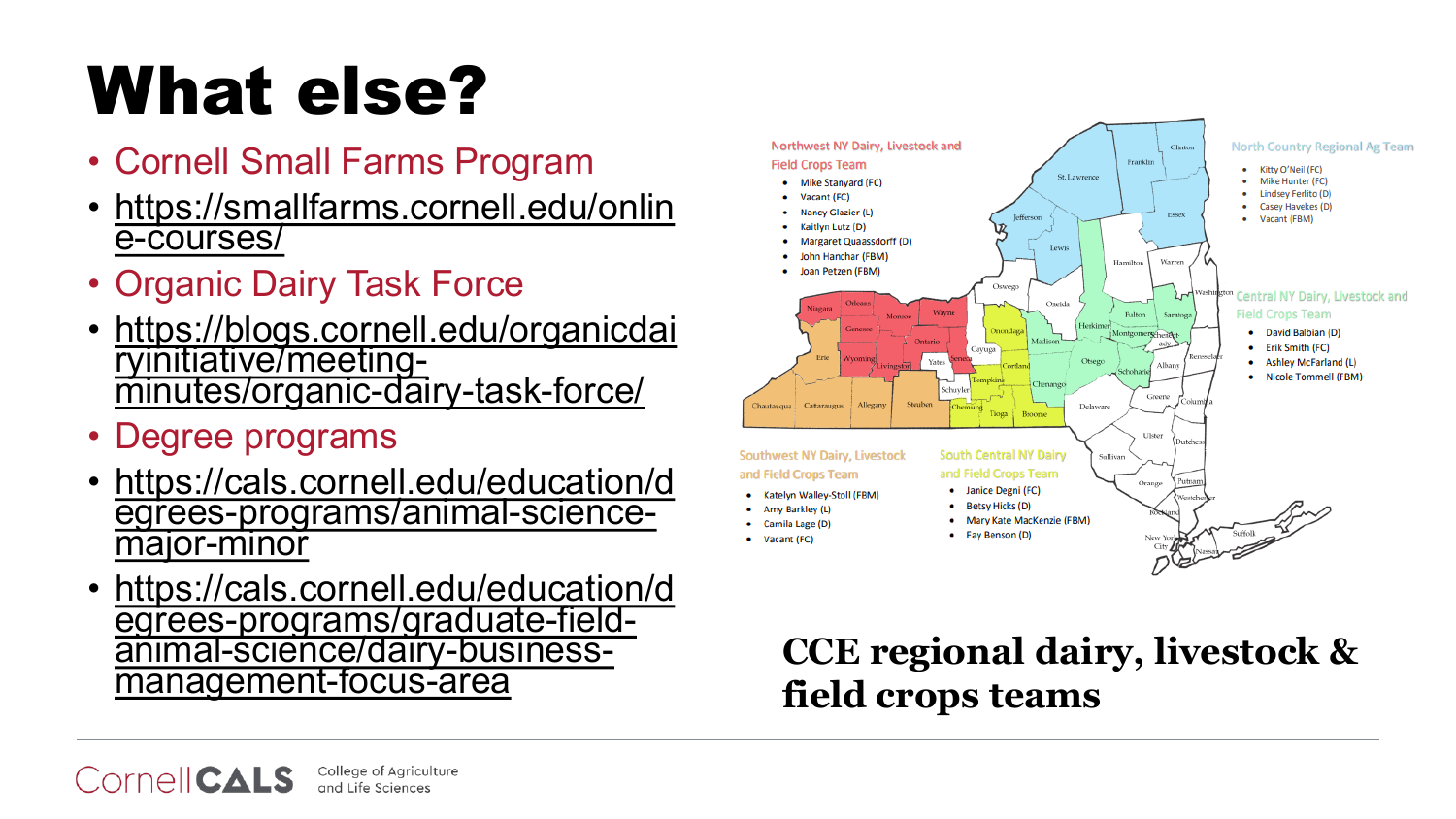# What else?

- Cornell Small Farms Program
- https://smallfarms.cornell.edu/online-courses/
- Organic Dairy Task Force
- https://blogs.cornell.edu/organicdairyinitiative/meeting-minutes/organic-dairy-task-force/
- Degree programs
- https://cals.cornell.edu/education/degrees-programs/animal-science-major-minor
- https://cals.cornell.edu/education/degrees-programs/graduate-field-animal-science/dairy-business-management-focus-area

Northwest NY Dairy, Livestock and Field Crops Team

- Mike Stanyard (FC)
- Vacant (FC)
- Nancy Glazier (L)
- Kaitlyn Lutz (D)
- Margaret Quaassdorff (D)
- John Hanchar (FBM)
- Joan Petzen (FBM)

North Country Regional Ag Team

- Kitty O'Neil (FC)
- Mike Hunter (FC)
- Lindsey Ferlito (D)
- Casey Havekes (D)
- Vacant (FBM)

Central NY Dairy, Livestock and Field Crops Team

- David Balbian (D)
- Erik Smith (FC)
- Ashley McFarland (L)
- Nicole Tommell (FBM)

Southwest NY Dairy, Livestock and Field Crops Team

- Katelyn Walley-Stoll (FBM)
- Amy Barkley (L)
- Camila Lage (D)
- Vacant (FC)

South Central NY Dairy and Field Crops Team

- Janice Degni (FC)
- Betsy Hicks (D)
- Mary Kate MacKenzie (FBM)
- Fay Benson (D)

**CCE regional dairy, livestock & field crops teams**